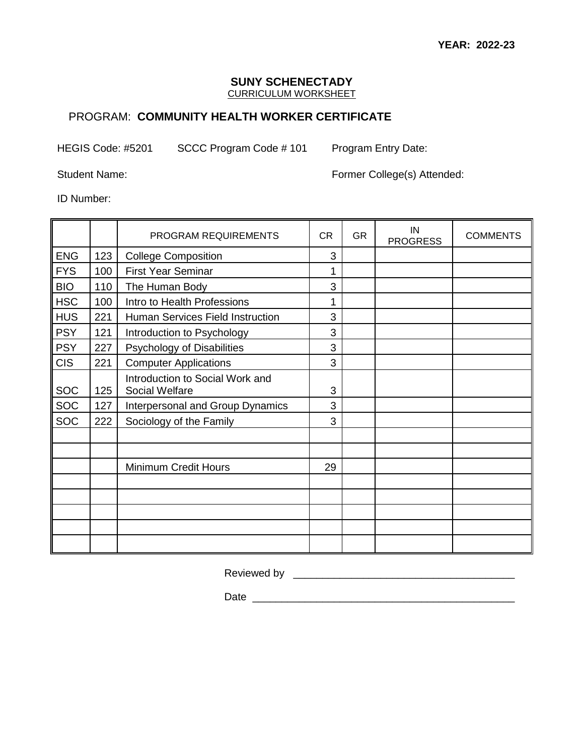**YEAR: 2022-23**

## SUNY SCHENECTADY

CURRICULUM WORKSHEET

### PROGRAM: **COMMUNITY HEALTH WORKER CERTIFICATE**

HEGIS Code: #5201 SCCC Program Code # 101 Program Entry Date:

Student Name: Former College(s) Attended:

ID Number:

| | | PROGRAM REQUIREMENTS | CR | GR | IN PROGRESS | COMMENTS |
|---|---|---|---|---|---|---|
| ENG | 123 | College Composition | 3 | | | |
| FYS | 100 | First Year Seminar | 1 | | | |
| BIO | 110 | The Human Body | 3 | | | |
| HSC | 100 | Intro to Health Professions | 1 | | | |
| HUS | 221 | Human Services Field Instruction | 3 | | | |
| PSY | 121 | Introduction to Psychology | 3 | | | |
| PSY | 227 | Psychology of Disabilities | 3 | | | |
| CIS | 221 | Computer Applications | 3 | | | |
| SOC | 125 | Introduction to Social Work and Social Welfare | 3 | | | |
| SOC | 127 | Interpersonal and Group Dynamics | 3 | | | |
| SOC | 222 | Sociology of the Family | 3 | | | |
| | | | | | | |
| | | | | | | |
| | | Minimum Credit Hours | 29 | | | |
| | | | | | | |
| | | | | | | |
| | | | | | | |
| | | | | | | |
| | | | | | | |

Reviewed by \_\_\_\_\_\_\_\_\_\_\_\_\_\_\_\_\_\_\_\_\_\_\_\_\_\_\_\_\_\_\_\_\_\_\_\_\_\_

Date \_\_\_\_\_\_\_\_\_\_\_\_\_\_\_\_\_\_\_\_\_\_\_\_\_\_\_\_\_\_\_\_\_\_\_\_\_\_\_\_\_\_\_\_\_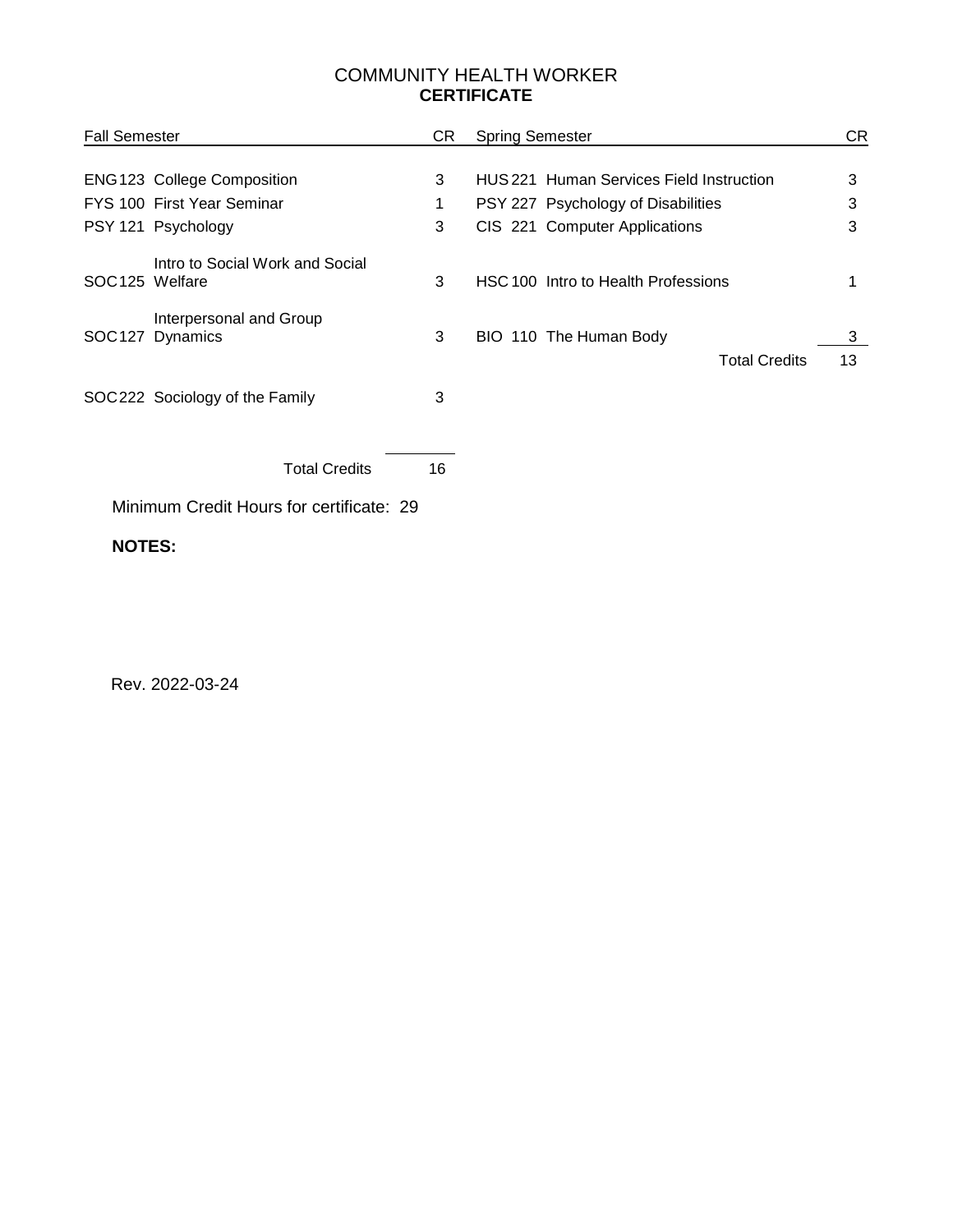# COMMUNITY HEALTH WORKER
## CERTIFICATE

| Fall Semester | CR | Spring Semester | CR |
|---|---|---|---|
| ENG 123 College Composition | 3 | HUS 221 Human Services Field Instruction | 3 |
| FYS 100 First Year Seminar | 1 | PSY 227 Psychology of Disabilities | 3 |
| PSY 121 Psychology | 3 | CIS 221 Computer Applications | 3 |
| SOC 125 Intro to Social Work and Social Welfare | 3 | HSC 100 Intro to Health Professions | 1 |
| SOC 127 Interpersonal and Group Dynamics | 3 | BIO 110 The Human Body | 3 |
| | | Total Credits | 13 |
| SOC 222 Sociology of the Family | 3 | | |
| Total Credits | 16 | | |

Minimum Credit Hours for certificate: 29

**NOTES:**

Rev. 2022-03-24